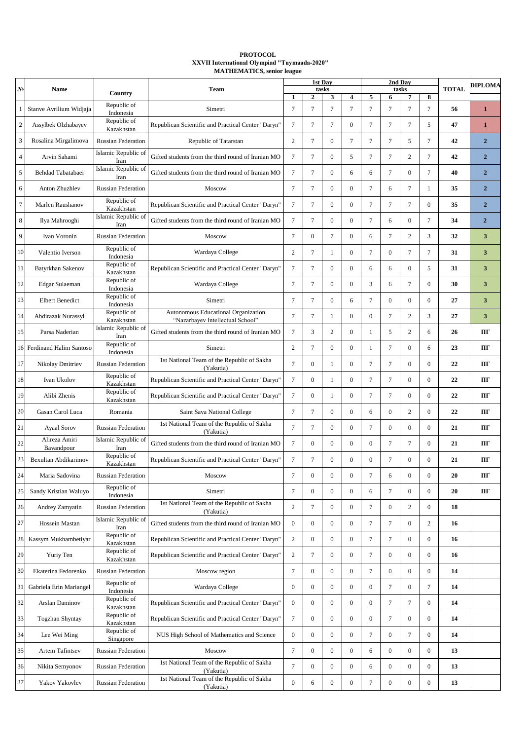**PROTOCOL**
**XXVII International Olympiad "Tuymaada-2020"**
**MATHEMATICS, senior league**

| № | Name | Country | Team | 1st Day tasks | | | | 2nd Day tasks | | | | TOTAL | DIPLOMA |
|---|---|---|---|---|---|---|---|---|---|---|---|---|---|
| | | | | 1 | 2 | 3 | 4 | 5 | 6 | 7 | 8 | | |
| 1 | Stanve Avrilium Widjaja | Republic of Indonesia | Simetri | 7 | 7 | 7 | 7 | 7 | 7 | 7 | 7 | 56 | 1 |
| 2 | Assylbek Olzhabayev | Republic of Kazakhstan | Republican Scientific and Practical Center "Daryn" | 7 | 7 | 7 | 0 | 7 | 7 | 7 | 5 | 47 | 1 |
| 3 | Rosalina Mirgalimova | Russian Federation | Republic of Tatarstan | 2 | 7 | 0 | 7 | 7 | 7 | 5 | 7 | 42 | 2 |
| 4 | Arvin Sahami | Islamic Republic of Iran | Gifted students from the third round of Iranian MO | 7 | 7 | 0 | 5 | 7 | 7 | 2 | 7 | 42 | 2 |
| 5 | Behdad Tabatabaei | Islamic Republic of Iran | Gifted students from the third round of Iranian MO | 7 | 7 | 0 | 6 | 6 | 7 | 0 | 7 | 40 | 2 |
| 6 | Anton Zhuzhlev | Russian Federation | Moscow | 7 | 7 | 0 | 0 | 7 | 6 | 7 | 1 | 35 | 2 |
| 7 | Marlen Raushanov | Republic of Kazakhstan | Republican Scientific and Practical Center "Daryn" | 7 | 7 | 0 | 0 | 7 | 7 | 7 | 0 | 35 | 2 |
| 8 | Ilya Mahrooghi | Islamic Republic of Iran | Gifted students from the third round of Iranian MO | 7 | 7 | 0 | 0 | 7 | 6 | 0 | 7 | 34 | 2 |
| 9 | Ivan Voronin | Russian Federation | Moscow | 7 | 0 | 7 | 0 | 6 | 7 | 2 | 3 | 32 | 3 |
| 10 | Valentio Iverson | Republic of Indonesia | Wardaya College | 2 | 7 | 1 | 0 | 7 | 0 | 7 | 7 | 31 | 3 |
| 11 | Batyrkhan Sakenov | Republic of Kazakhstan | Republican Scientific and Practical Center "Daryn" | 7 | 7 | 0 | 0 | 6 | 6 | 0 | 5 | 31 | 3 |
| 12 | Edgar Sulaeman | Republic of Indonesia | Wardaya College | 7 | 7 | 0 | 0 | 3 | 6 | 7 | 0 | 30 | 3 |
| 13 | Elbert Benedict | Republic of Indonesia | Simetri | 7 | 7 | 0 | 6 | 7 | 0 | 0 | 0 | 27 | 3 |
| 14 | Abdirazak Nurassyl | Republic of Kazakhstan | Autonomous Educational Organization "Nazarbayev Intellectual School" | 7 | 7 | 1 | 0 | 0 | 7 | 2 | 3 | 27 | 3 |
| 15 | Parsa Naderian | Islamic Republic of Iran | Gifted students from the third round of Iranian MO | 7 | 3 | 2 | 0 | 1 | 5 | 2 | 6 | 26 | ПГ |
| 16 | Ferdinand Halim Santoso | Republic of Indonesia | Simetri | 2 | 7 | 0 | 0 | 1 | 7 | 0 | 6 | 23 | ПГ |
| 17 | Nikolay Dmitriev | Russian Federation | 1st National Team of the Republic of Sakha (Yakutia) | 7 | 0 | 1 | 0 | 7 | 7 | 0 | 0 | 22 | ПГ |
| 18 | Ivan Ukolov | Republic of Kazakhstan | Republican Scientific and Practical Center "Daryn" | 7 | 0 | 1 | 0 | 7 | 7 | 0 | 0 | 22 | ПГ |
| 19 | Alibi Zhenis | Republic of Kazakhstan | Republican Scientific and Practical Center "Daryn" | 7 | 0 | 1 | 0 | 7 | 7 | 0 | 0 | 22 | ПГ |
| 20 | Gasan Carol Luca | Romania | Saint Sava National College | 7 | 7 | 0 | 0 | 6 | 0 | 2 | 0 | 22 | ПГ |
| 21 | Ayaal Sorov | Russian Federation | 1st National Team of the Republic of Sakha (Yakutia) | 7 | 7 | 0 | 0 | 7 | 0 | 0 | 0 | 21 | ПГ |
| 22 | Alireza Amiri Bavandpour | Islamic Republic of Iran | Gifted students from the third round of Iranian MO | 7 | 0 | 0 | 0 | 0 | 7 | 7 | 0 | 21 | ПГ |
| 23 | Bexultan Abdikarimov | Republic of Kazakhstan | Republican Scientific and Practical Center "Daryn" | 7 | 7 | 0 | 0 | 0 | 7 | 0 | 0 | 21 | ПГ |
| 24 | Maria Sadovina | Russian Federation | Moscow | 7 | 0 | 0 | 0 | 7 | 6 | 0 | 0 | 20 | ПГ |
| 25 | Sandy Kristian Waluyo | Republic of Indonesia | Simetri | 7 | 0 | 0 | 0 | 6 | 7 | 0 | 0 | 20 | ПГ |
| 26 | Andrey Zamyatin | Russian Federation | 1st National Team of the Republic of Sakha (Yakutia) | 2 | 7 | 0 | 0 | 7 | 0 | 2 | 0 | 18 | |
| 27 | Hossein Mastan | Islamic Republic of Iran | Gifted students from the third round of Iranian MO | 0 | 0 | 0 | 0 | 7 | 7 | 0 | 2 | 16 | |
| 28 | Kassym Mukhambetiyar | Republic of Kazakhstan | Republican Scientific and Practical Center "Daryn" | 2 | 0 | 0 | 0 | 7 | 7 | 0 | 0 | 16 | |
| 29 | Yuriy Ten | Republic of Kazakhstan | Republican Scientific and Practical Center "Daryn" | 2 | 7 | 0 | 0 | 7 | 0 | 0 | 0 | 16 | |
| 30 | Ekaterina Fedorenko | Russian Federation | Moscow region | 7 | 0 | 0 | 0 | 7 | 0 | 0 | 0 | 14 | |
| 31 | Gabriela Erin Mariangel | Republic of Indonesia | Wardaya College | 0 | 0 | 0 | 0 | 0 | 7 | 0 | 7 | 14 | |
| 32 | Arslan Daminov | Republic of Kazakhstan | Republican Scientific and Practical Center "Daryn" | 0 | 0 | 0 | 0 | 0 | 7 | 7 | 0 | 14 | |
| 33 | Togzhan Shyntay | Republic of Kazakhstan | Republican Scientific and Practical Center "Daryn" | 7 | 0 | 0 | 0 | 0 | 7 | 0 | 0 | 14 | |
| 34 | Lee Wei Ming | Republic of Singapore | NUS High School of Mathematics and Science | 0 | 0 | 0 | 0 | 7 | 0 | 7 | 0 | 14 | |
| 35 | Artem Tafintsev | Russian Federation | Moscow | 7 | 0 | 0 | 0 | 6 | 0 | 0 | 0 | 13 | |
| 36 | Nikita Semyonov | Russian Federation | 1st National Team of the Republic of Sakha (Yakutia) | 7 | 0 | 0 | 0 | 6 | 0 | 0 | 0 | 13 | |
| 37 | Yakov Yakovlev | Russian Federation | 1st National Team of the Republic of Sakha (Yakutia) | 0 | 6 | 0 | 0 | 7 | 0 | 0 | 0 | 13 | |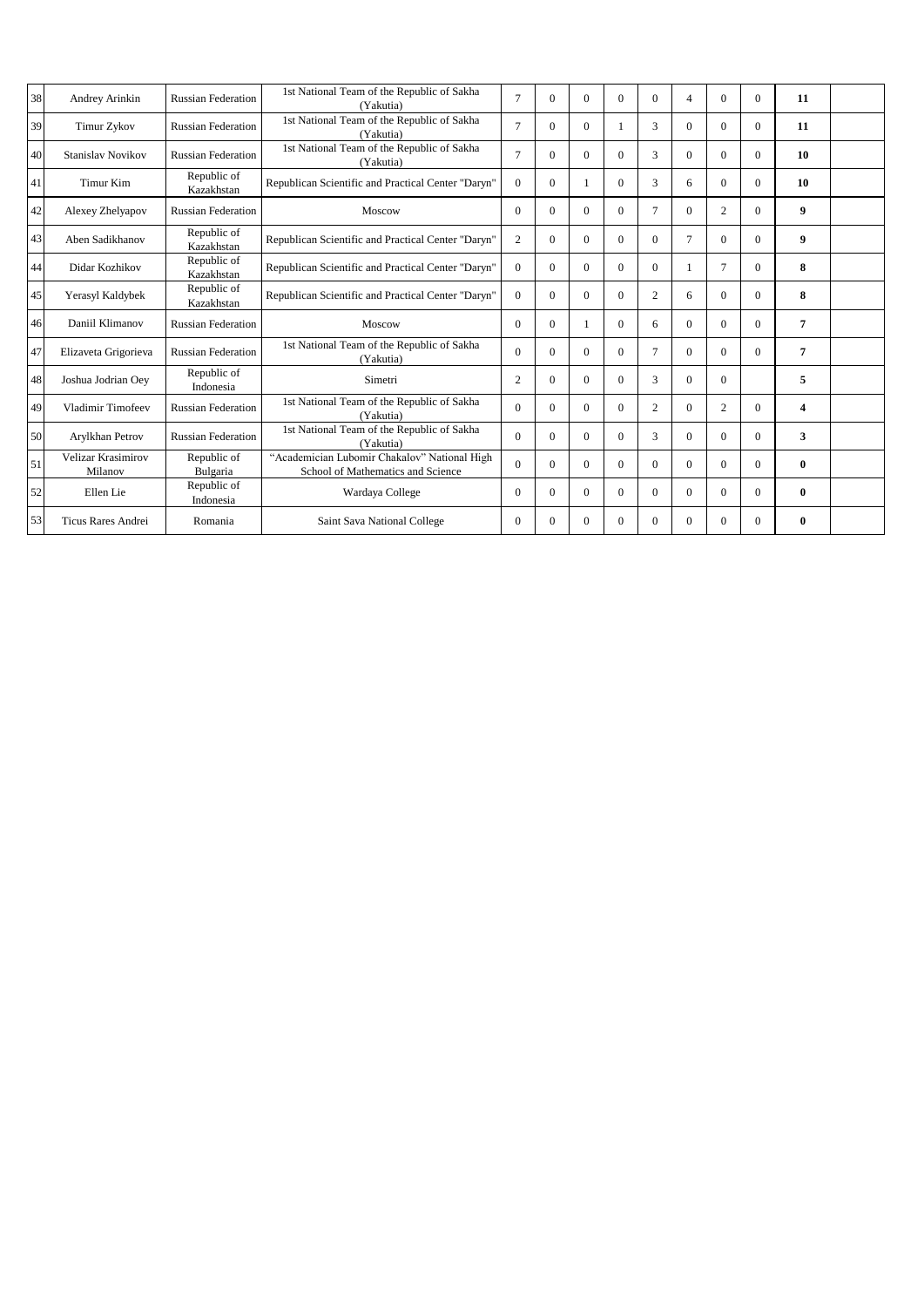| | | | | | | | | | | | | | |
|---|---|---|---|---|---|---|---|---|---|---|---|---|---|
| 38 | Andrey Arinkin | Russian Federation | 1st National Team of the Republic of Sakha (Yakutia) | 7 | 0 | 0 | 0 | 0 | 4 | 0 | 0 | **11** | |
| 39 | Timur Zykov | Russian Federation | 1st National Team of the Republic of Sakha (Yakutia) | 7 | 0 | 0 | 1 | 3 | 0 | 0 | 0 | **11** | |
| 40 | Stanislav Novikov | Russian Federation | 1st National Team of the Republic of Sakha (Yakutia) | 7 | 0 | 0 | 0 | 3 | 0 | 0 | 0 | **10** | |
| 41 | Timur Kim | Republic of Kazakhstan | Republican Scientific and Practical Center "Daryn" | 0 | 0 | 1 | 0 | 3 | 6 | 0 | 0 | **10** | |
| 42 | Alexey Zhelyapov | Russian Federation | Moscow | 0 | 0 | 0 | 0 | 7 | 0 | 2 | 0 | **9** | |
| 43 | Aben Sadikhanov | Republic of Kazakhstan | Republican Scientific and Practical Center "Daryn" | 2 | 0 | 0 | 0 | 0 | 7 | 0 | 0 | **9** | |
| 44 | Didar Kozhikov | Republic of Kazakhstan | Republican Scientific and Practical Center "Daryn" | 0 | 0 | 0 | 0 | 0 | 1 | 7 | 0 | **8** | |
| 45 | Yerasyl Kaldybek | Republic of Kazakhstan | Republican Scientific and Practical Center "Daryn" | 0 | 0 | 0 | 0 | 2 | 6 | 0 | 0 | **8** | |
| 46 | Daniil Klimanov | Russian Federation | Moscow | 0 | 0 | 1 | 0 | 6 | 0 | 0 | 0 | **7** | |
| 47 | Elizaveta Grigorieva | Russian Federation | 1st National Team of the Republic of Sakha (Yakutia) | 0 | 0 | 0 | 0 | 7 | 0 | 0 | 0 | **7** | |
| 48 | Joshua Jodrian Oey | Republic of Indonesia | Simetri | 2 | 0 | 0 | 0 | 3 | 0 | 0 | | **5** | |
| 49 | Vladimir Timofeev | Russian Federation | 1st National Team of the Republic of Sakha (Yakutia) | 0 | 0 | 0 | 0 | 2 | 0 | 2 | 0 | **4** | |
| 50 | Arylkhan Petrov | Russian Federation | 1st National Team of the Republic of Sakha (Yakutia) | 0 | 0 | 0 | 0 | 3 | 0 | 0 | 0 | **3** | |
| 51 | Velizar Krasimirov Milanov | Republic of Bulgaria | "Academician Lubomir Chakalov" National High School of Mathematics and Science | 0 | 0 | 0 | 0 | 0 | 0 | 0 | 0 | **0** | |
| 52 | Ellen Lie | Republic of Indonesia | Wardaya College | 0 | 0 | 0 | 0 | 0 | 0 | 0 | 0 | **0** | |
| 53 | Ticus Rares Andrei | Romania | Saint Sava National College | 0 | 0 | 0 | 0 | 0 | 0 | 0 | 0 | **0** | |